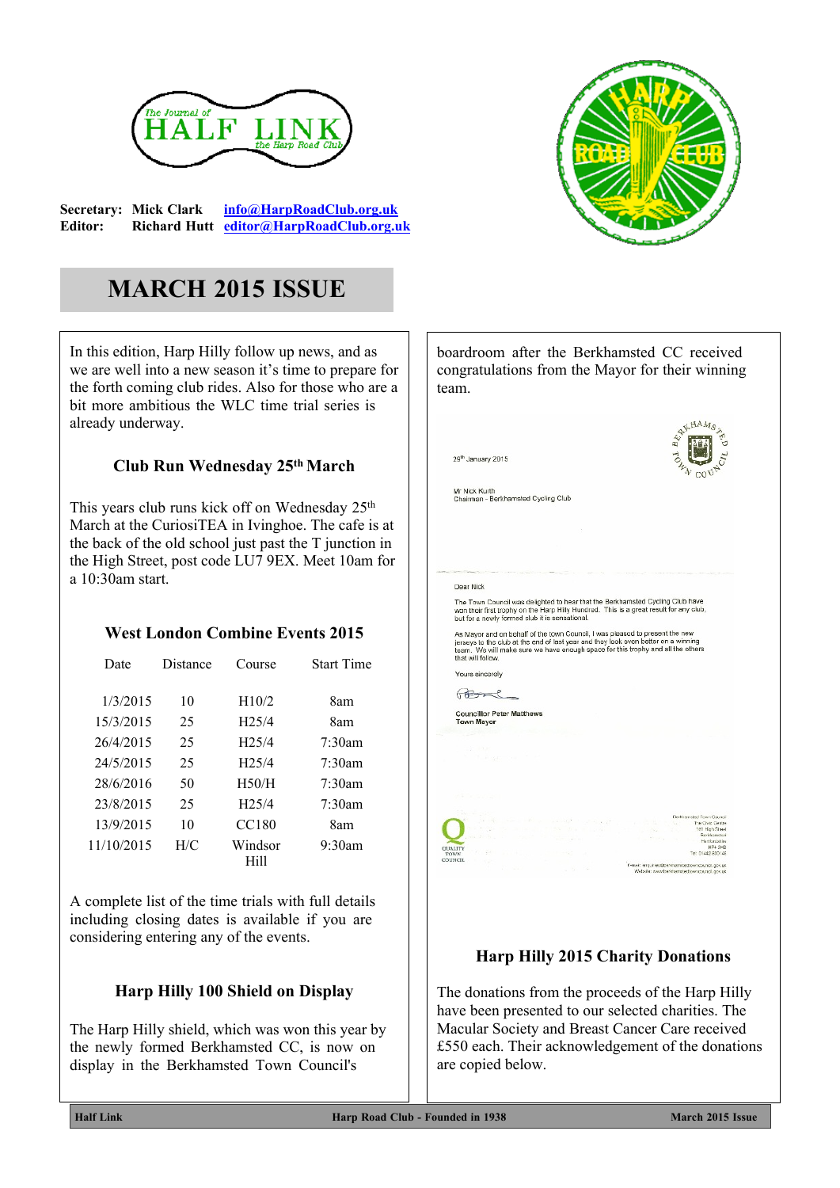The Journal of HALF LINK the Harp Road Club

**Secretary:** **Mick Clark** info@HarpRoadClub.org.uk
**Editor:** **Richard Hutt** editor@HarpRoadClub.org.uk

# MARCH 2015 ISSUE

In this edition, Harp Hilly follow up news, and as we are well into a new season it's time to prepare for the forth coming club rides. Also for those who are a bit more ambitious the WLC time trial series is already underway.

### Club Run Wednesday 25th March

This years club runs kick off on Wednesday 25th March at the CuriosiTEA in Ivinghoe. The cafe is at the back of the old school just past the T junction in the High Street, post code LU7 9EX. Meet 10am for a 10:30am start.

### West London Combine Events 2015

| Date | Distance | Course | Start Time |
|---|---|---|---|
| 1/3/2015 | 10 | H10/2 | 8am |
| 15/3/2015 | 25 | H25/4 | 8am |
| 26/4/2015 | 25 | H25/4 | 7:30am |
| 24/5/2015 | 25 | H25/4 | 7:30am |
| 28/6/2016 | 50 | H50/H | 7:30am |
| 23/8/2015 | 25 | H25/4 | 7:30am |
| 13/9/2015 | 10 | CC180 | 8am |
| 11/10/2015 | H/C | Windsor Hill | 9:30am |

A complete list of the time trials with full details including closing dates is available if you are considering entering any of the events.

### Harp Hilly 100 Shield on Display

The Harp Hilly shield, which was won this year by the newly formed Berkhamsted CC, is now on display in the Berkhamsted Town Council's boardroom after the Berkhamsted CC received congratulations from the Mayor for their winning team.

BERKHAMSTED TOWN COUNCIL

25th January 2015

Mr Nick Kurth
Chairman - Berkhamsted Cycling Club

Dear Nick

The Town Council was delighted to hear that the Berkhamsted Cycling Club have won their first trophy on the Harp Hilly Hundred. This is a great result for any club, but for a newly formed club it is sensational.

As Mayor and on behalf of the town Council, I was pleased to present the new jerseys to the club at the end of last year and they look even better on a winning team. We will make sure we have enough space for this trophy and all the others that will follow.

Yours sincerely

Councillor Peter Matthews
Town Mayor

### Harp Hilly 2015 Charity Donations

The donations from the proceeds of the Harp Hilly have been presented to our selected charities. The Macular Society and Breast Cancer Care received £550 each. Their acknowledgement of the donations are copied below.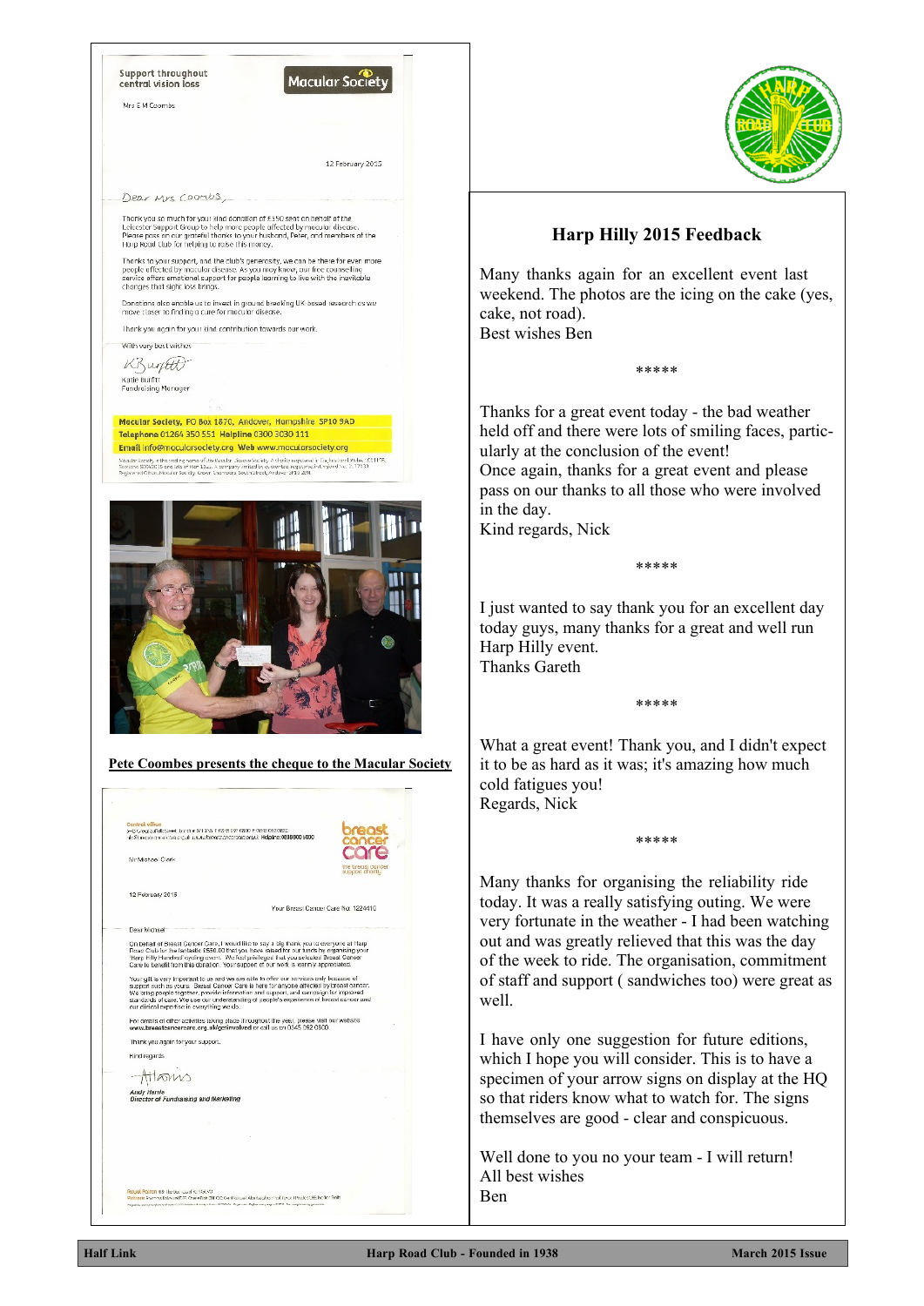Support throughout central vision loss

Macular Society

Mrs E M Coombs

12 February 2015

Dear Mrs Coombs,

Thank you so much for your kind donation of £550 sent on behalf of the Leicester Support Group to help more people affected by macular disease. Please pass on our grateful thanks to your husband, Peter, and members of the Harp Road Club for helping to raise this money.

Thanks to your support, and the club's generosity, we can be there for even more people affected by macular disease. As you may know, our free counselling service offers emotional support for people learning to live with the inevitable changes that sight loss brings.

Donations also enable us to invest in ground breaking UK-based research as we move closer to finding a cure for macular disease.

Thank you again for your kind contribution towards our work.

With very best wishes

Katie Burfitt
Fundraising Manager

**Macular Society, PO Box 1870, Andover, Hampshire SP10 9AD**
**Telephone 01264 350 551 Helpline 0300 3030 111**
**Email info@macularsociety.org Web www.macularsociety.org**

**Pete Coombes presents the cheque to the Macular Society**

breast cancer care

Mr Michael Clark

12 February 2015

Your Breast Cancer Care No: 1224410

Dear Michael

On behalf of Breast Cancer Care, I would like to say a big thank you to everyone at Harp Road Club for the fantastic £550.00 that you have raised for our funds by organising your 'Harp Hilly Hundred' cycling event. We feel privileged that you selected Breast Cancer Care to benefit from this donation. Your support of our work is warmly appreciated.

Your gift is very important to us and we are able to offer our services only because of support such as yours. Breast Cancer Care is here for anyone affected by breast cancer. We bring people together, provide information and support, and campaign for improved standards of care. We use our understanding of people's experience of breast cancer and our clinical expertise in everything we do.

For details of other activities taking place throughout the year, please visit our website www.breastcancercare.org.uk/getinvolved or call us on 0345 092 0800.

Thank you again for your support.

Kind regards

Andy Harris
Director of Fundraising and Marketing

## Harp Hilly 2015 Feedback

Many thanks again for an excellent event last weekend. The photos are the icing on the cake (yes, cake, not road).
Best wishes Ben

*****

Thanks for a great event today - the bad weather held off and there were lots of smiling faces, particularly at the conclusion of the event!
Once again, thanks for a great event and please pass on our thanks to all those who were involved in the day.
Kind regards, Nick

*****

I just wanted to say thank you for an excellent day today guys, many thanks for a great and well run Harp Hilly event.
Thanks Gareth

*****

What a great event! Thank you, and I didn't expect it to be as hard as it was; it's amazing how much cold fatigues you!
Regards, Nick

*****

Many thanks for organising the reliability ride today. It was a really satisfying outing. We were very fortunate in the weather - I had been watching out and was greatly relieved that this was the day of the week to ride. The organisation, commitment of staff and support ( sandwiches too) were great as well.

I have only one suggestion for future editions, which I hope you will consider. This is to have a specimen of your arrow signs on display at the HQ so that riders know what to watch for. The signs themselves are good - clear and conspicuous.

Well done to you no your team - I will return!
All best wishes
Ben